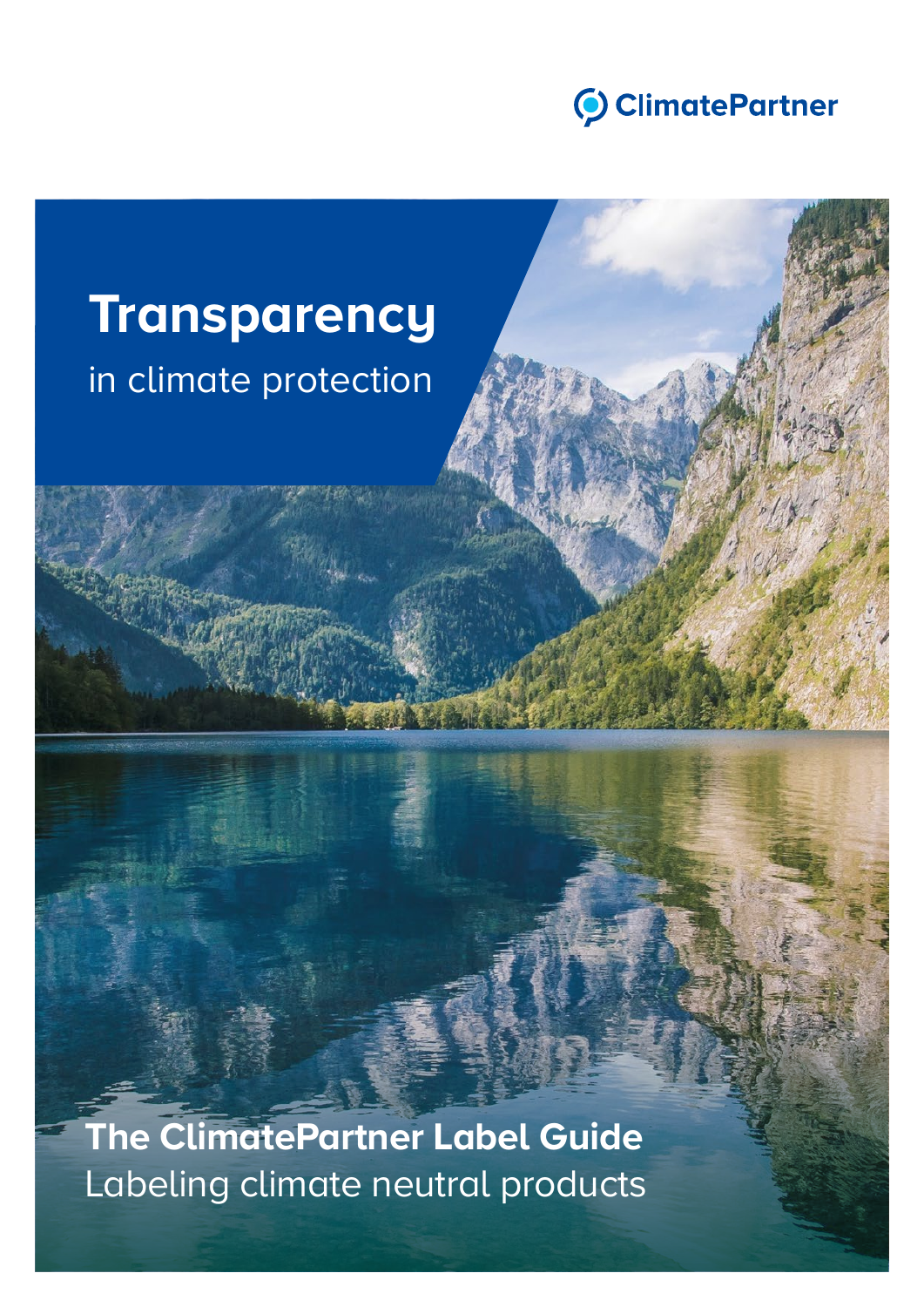ClimatePartner

# Transparency

in climate protection

## The ClimatePartner Label Guide

Labeling climate neutral products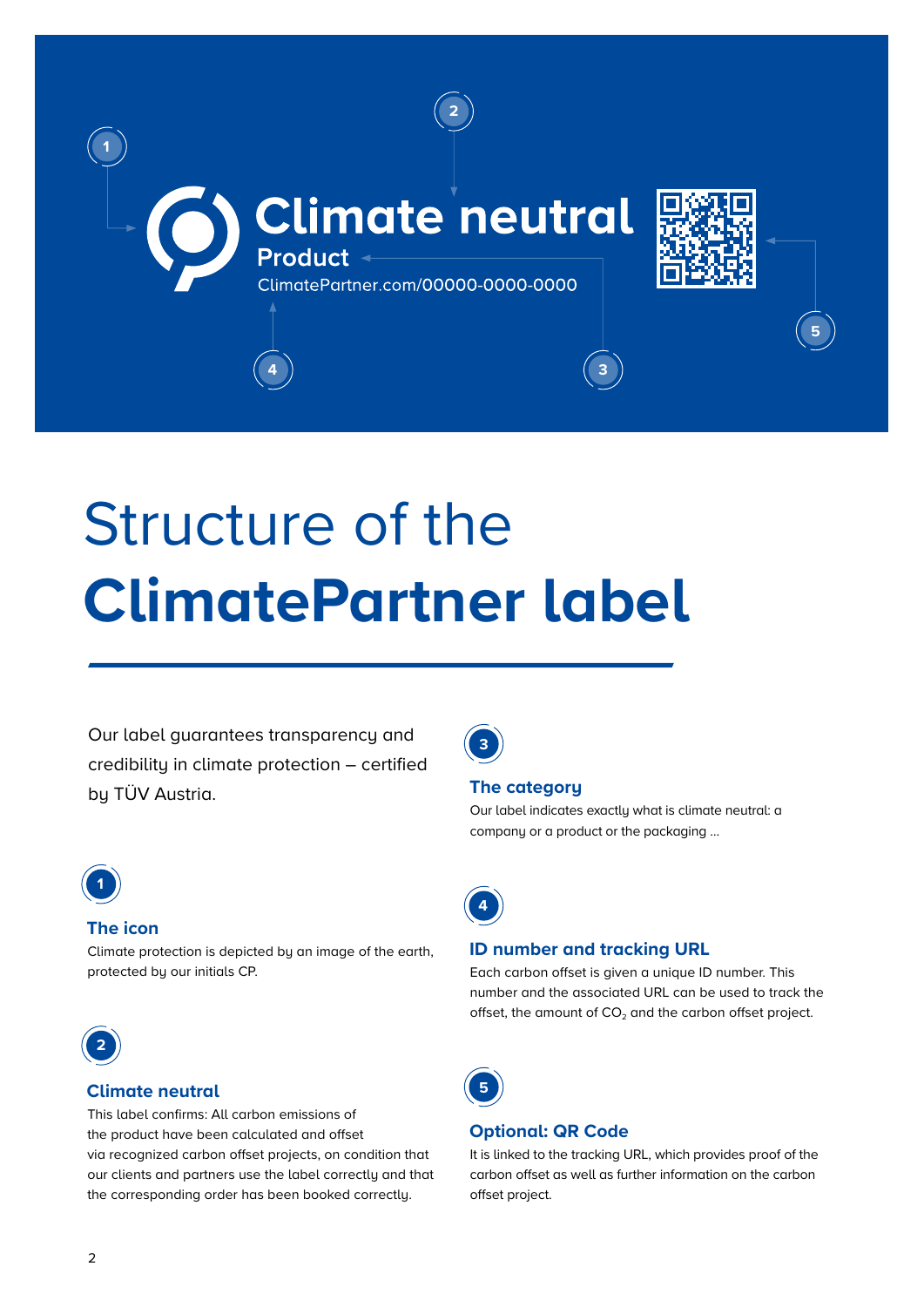Climate neutral

Product

ClimatePartner.com/00000-0000-0000

# Structure of the **ClimatePartner label**

Our label guarantees transparency and credibility in climate protection – certified by TÜV Austria.

### 1 The icon

Climate protection is depicted by an image of the earth, protected by our initials CP.

### 2 Climate neutral

This label confirms: All carbon emissions of the product have been calculated and offset via recognized carbon offset projects, on condition that our clients and partners use the label correctly and that the corresponding order has been booked correctly.

### 3 The category

Our label indicates exactly what is climate neutral: a company or a product or the packaging ...

### 4 ID number and tracking URL

Each carbon offset is given a unique ID number. This number and the associated URL can be used to track the offset, the amount of $CO_2$ and the carbon offset project.

### 5 Optional: QR Code

It is linked to the tracking URL, which provides proof of the carbon offset as well as further information on the carbon offset project.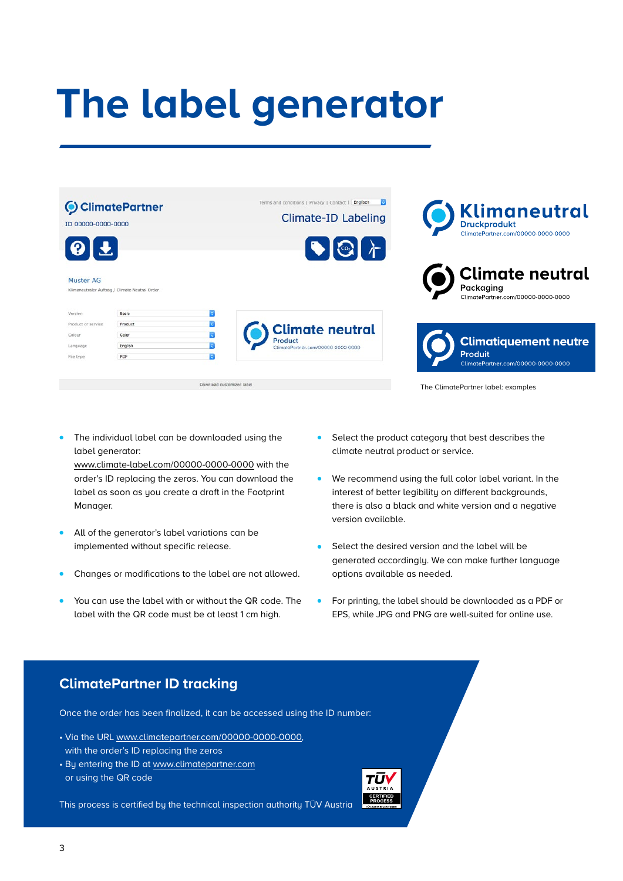# The label generator

The ClimatePartner label: examples

- The individual label can be downloaded using the label generator: www.climate-label.com/00000-0000-0000 with the order's ID replacing the zeros. You can download the label as soon as you create a draft in the Footprint Manager.
- All of the generator's label variations can be implemented without specific release.
- Changes or modifications to the label are not allowed.
- You can use the label with or without the QR code. The label with the QR code must be at least 1 cm high.
- Select the product category that best describes the climate neutral product or service.
- We recommend using the full color label variant. In the interest of better legibility on different backgrounds, there is also a black and white version and a negative version available.
- Select the desired version and the label will be generated accordingly. We can make further language options available as needed.
- For printing, the label should be downloaded as a PDF or EPS, while JPG and PNG are well-suited for online use.

## ClimatePartner ID tracking

Once the order has been finalized, it can be accessed using the ID number:

- Via the URL www.climatepartner.com/00000-0000-0000, with the order's ID replacing the zeros
- By entering the ID at www.climatepartner.com or using the QR code

This process is certified by the technical inspection authority TÜV Austria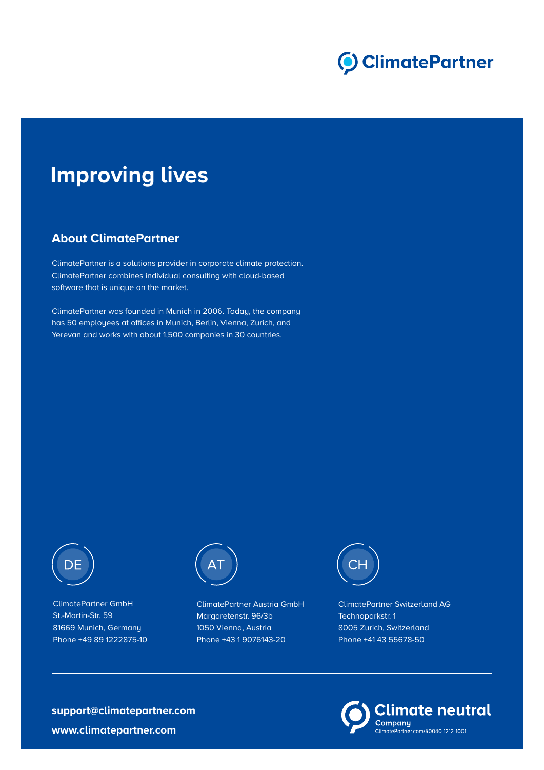ClimatePartner

# Improving lives

## About ClimatePartner

ClimatePartner is a solutions provider in corporate climate protection. ClimatePartner combines individual consulting with cloud-based software that is unique on the market.

ClimatePartner was founded in Munich in 2006. Today, the company has 50 employees at offices in Munich, Berlin, Vienna, Zurich, and Yerevan and works with about 1,500 companies in 30 countries.

DE

ClimatePartner GmbH
St.-Martin-Str. 59
81669 Munich, Germany
Phone +49 89 1222875-10

AT

ClimatePartner Austria GmbH
Margaretenstr. 96/3b
1050 Vienna, Austria
Phone +43 1 9076143-20

CH

ClimatePartner Switzerland AG
Technoparkstr. 1
8005 Zurich, Switzerland
Phone +41 43 55678-50

**support@climatepartner.com**

**www.climatepartner.com**

Climate neutral
Company
ClimatePartner.com/50040-1212-1001